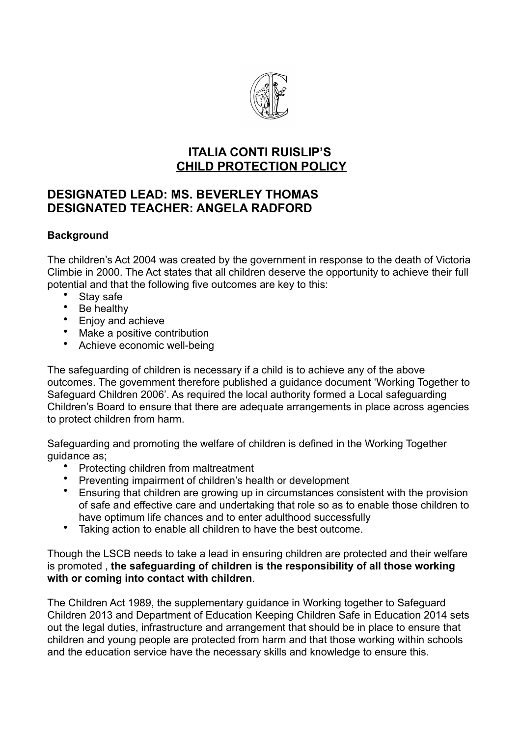# ITALIA CONTI RUISLIP'S
# CHILD PROTECTION POLICY

## DESIGNATED LEAD: MS. BEVERLEY THOMAS
## DESIGNATED TEACHER: ANGELA RADFORD

**Background**

The children's Act 2004 was created by the government in response to the death of Victoria Climbie in 2000. The Act states that all children deserve the opportunity to achieve their full potential and that the following five outcomes are key to this:

- Stay safe
- Be healthy
- Enjoy and achieve
- Make a positive contribution
- Achieve economic well-being

The safeguarding of children is necessary if a child is to achieve any of the above outcomes. The government therefore published a guidance document 'Working Together to Safeguard Children 2006'. As required the local authority formed a Local safeguarding Children's Board to ensure that there are adequate arrangements in place across agencies to protect children from harm.

Safeguarding and promoting the welfare of children is defined in the Working Together guidance as;

- Protecting children from maltreatment
- Preventing impairment of children's health or development
- Ensuring that children are growing up in circumstances consistent with the provision of safe and effective care and undertaking that role so as to enable those children to have optimum life chances and to enter adulthood successfully
- Taking action to enable all children to have the best outcome.

Though the LSCB needs to take a lead in ensuring children are protected and their welfare is promoted , **the safeguarding of children is the responsibility of all those working with or coming into contact with children**.

The Children Act 1989, the supplementary guidance in Working together to Safeguard Children 2013 and Department of Education Keeping Children Safe in Education 2014 sets out the legal duties, infrastructure and arrangement that should be in place to ensure that children and young people are protected from harm and that those working within schools and the education service have the necessary skills and knowledge to ensure this.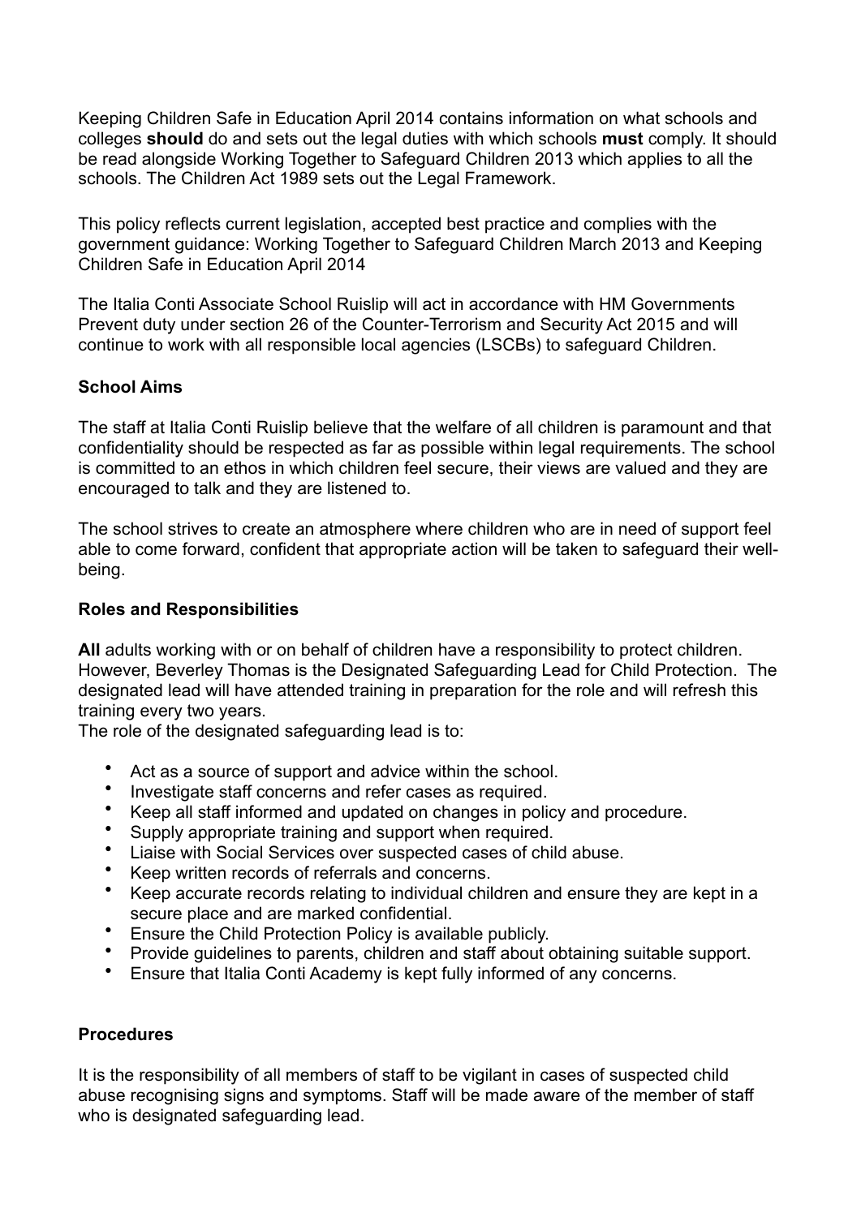Keeping Children Safe in Education April 2014 contains information on what schools and colleges **should** do and sets out the legal duties with which schools **must** comply. It should be read alongside Working Together to Safeguard Children 2013 which applies to all the schools. The Children Act 1989 sets out the Legal Framework.

This policy reflects current legislation, accepted best practice and complies with the government guidance: Working Together to Safeguard Children March 2013 and Keeping Children Safe in Education April 2014

The Italia Conti Associate School Ruislip will act in accordance with HM Governments Prevent duty under section 26 of the Counter-Terrorism and Security Act 2015 and will continue to work with all responsible local agencies (LSCBs) to safeguard Children.

**School Aims**

The staff at Italia Conti Ruislip believe that the welfare of all children is paramount and that confidentiality should be respected as far as possible within legal requirements. The school is committed to an ethos in which children feel secure, their views are valued and they are encouraged to talk and they are listened to.

The school strives to create an atmosphere where children who are in need of support feel able to come forward, confident that appropriate action will be taken to safeguard their well-being.

**Roles and Responsibilities**

**All** adults working with or on behalf of children have a responsibility to protect children. However, Beverley Thomas is the Designated Safeguarding Lead for Child Protection. The designated lead will have attended training in preparation for the role and will refresh this training every two years.
The role of the designated safeguarding lead is to:

- Act as a source of support and advice within the school.
- Investigate staff concerns and refer cases as required.
- Keep all staff informed and updated on changes in policy and procedure.
- Supply appropriate training and support when required.
- Liaise with Social Services over suspected cases of child abuse.
- Keep written records of referrals and concerns.
- Keep accurate records relating to individual children and ensure they are kept in a secure place and are marked confidential.
- Ensure the Child Protection Policy is available publicly.
- Provide guidelines to parents, children and staff about obtaining suitable support.
- Ensure that Italia Conti Academy is kept fully informed of any concerns.

**Procedures**

It is the responsibility of all members of staff to be vigilant in cases of suspected child abuse recognising signs and symptoms. Staff will be made aware of the member of staff who is designated safeguarding lead.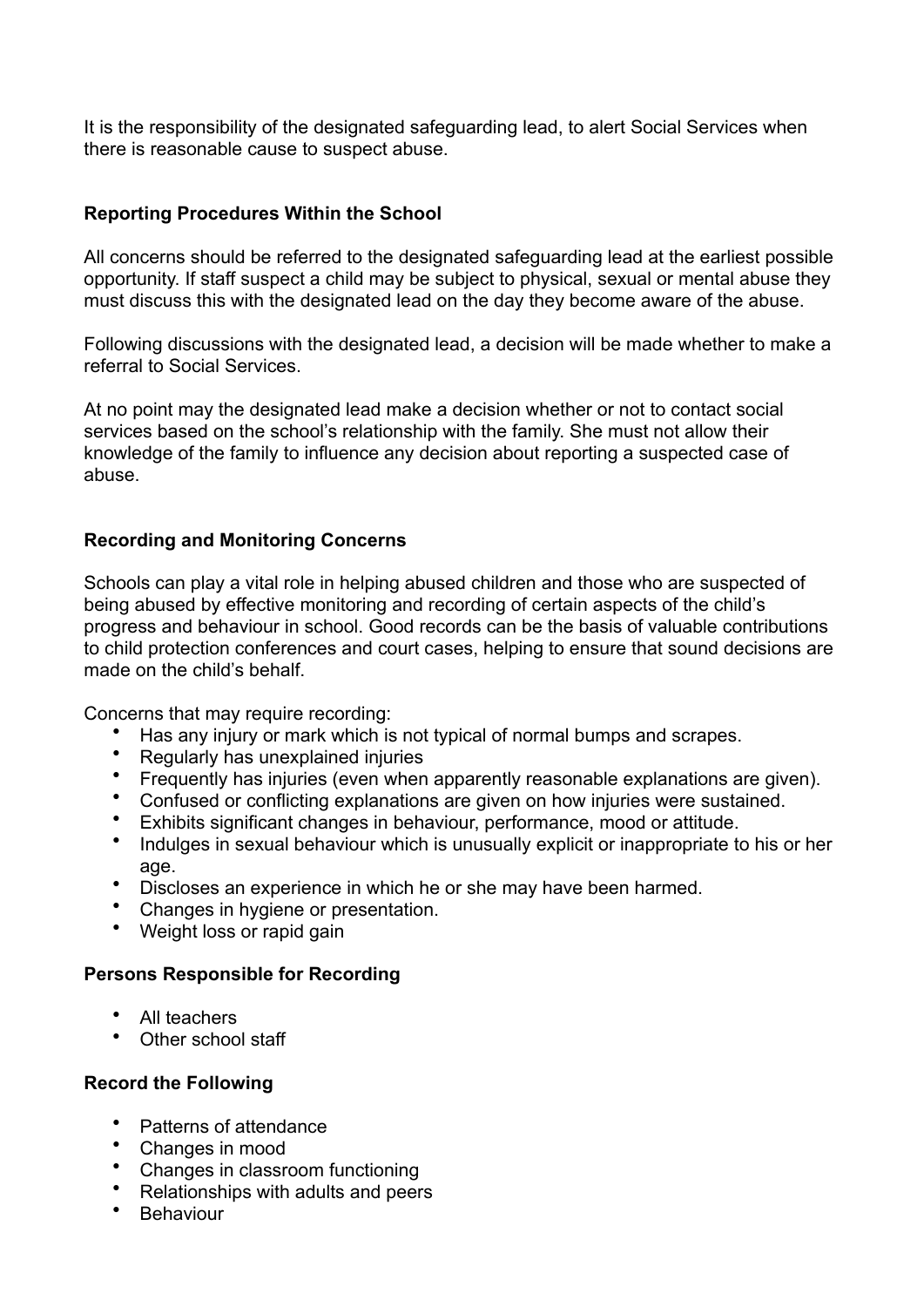It is the responsibility of the designated safeguarding lead, to alert Social Services when there is reasonable cause to suspect abuse.

### Reporting Procedures Within the School

All concerns should be referred to the designated safeguarding lead at the earliest possible opportunity. If staff suspect a child may be subject to physical, sexual or mental abuse they must discuss this with the designated lead on the day they become aware of the abuse.

Following discussions with the designated lead, a decision will be made whether to make a referral to Social Services.

At no point may the designated lead make a decision whether or not to contact social services based on the school's relationship with the family. She must not allow their knowledge of the family to influence any decision about reporting a suspected case of abuse.

### Recording and Monitoring Concerns

Schools can play a vital role in helping abused children and those who are suspected of being abused by effective monitoring and recording of certain aspects of the child's progress and behaviour in school. Good records can be the basis of valuable contributions to child protection conferences and court cases, helping to ensure that sound decisions are made on the child's behalf.

Concerns that may require recording:

- Has any injury or mark which is not typical of normal bumps and scrapes.
- Regularly has unexplained injuries
- Frequently has injuries (even when apparently reasonable explanations are given).
- Confused or conflicting explanations are given on how injuries were sustained.
- Exhibits significant changes in behaviour, performance, mood or attitude.
- Indulges in sexual behaviour which is unusually explicit or inappropriate to his or her age.
- Discloses an experience in which he or she may have been harmed.
- Changes in hygiene or presentation.
- Weight loss or rapid gain

### Persons Responsible for Recording

- All teachers
- Other school staff

### Record the Following

- Patterns of attendance
- Changes in mood
- Changes in classroom functioning
- Relationships with adults and peers
- Behaviour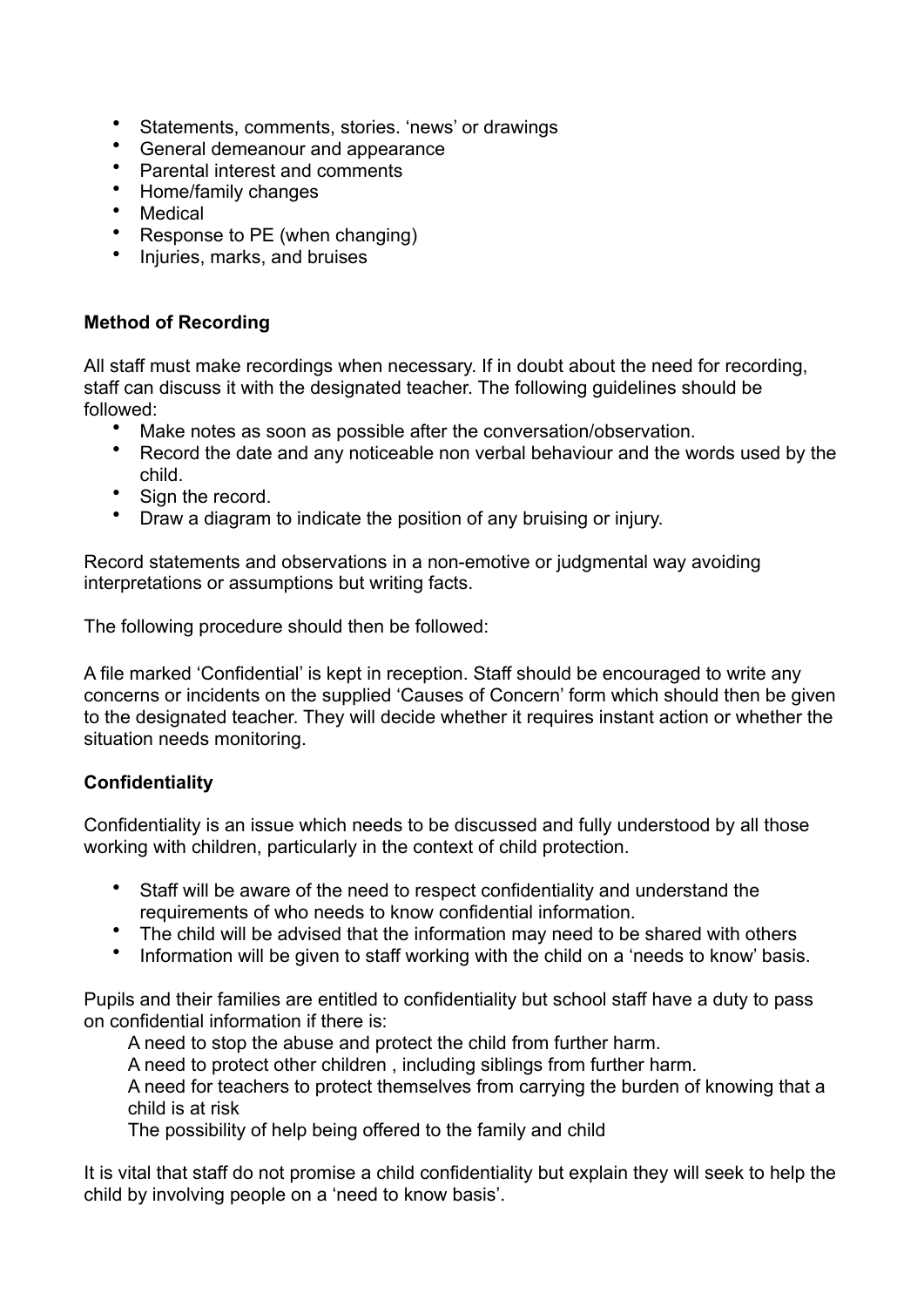- Statements, comments, stories. 'news' or drawings
- General demeanour and appearance
- Parental interest and comments
- Home/family changes
- Medical
- Response to PE (when changing)
- Injuries, marks, and bruises

**Method of Recording**

All staff must make recordings when necessary. If in doubt about the need for recording, staff can discuss it with the designated teacher. The following guidelines should be followed:

- Make notes as soon as possible after the conversation/observation.
- Record the date and any noticeable non verbal behaviour and the words used by the child.
- Sign the record.
- Draw a diagram to indicate the position of any bruising or injury.

Record statements and observations in a non-emotive or judgmental way avoiding interpretations or assumptions but writing facts.

The following procedure should then be followed:

A file marked 'Confidential' is kept in reception. Staff should be encouraged to write any concerns or incidents on the supplied 'Causes of Concern' form which should then be given to the designated teacher. They will decide whether it requires instant action or whether the situation needs monitoring.

**Confidentiality**

Confidentiality is an issue which needs to be discussed and fully understood by all those working with children, particularly in the context of child protection.

- Staff will be aware of the need to respect confidentiality and understand the requirements of who needs to know confidential information.
- The child will be advised that the information may need to be shared with others
- Information will be given to staff working with the child on a 'needs to know' basis.

Pupils and their families are entitled to confidentiality but school staff have a duty to pass on confidential information if there is:

A need to stop the abuse and protect the child from further harm.
A need to protect other children , including siblings from further harm.
A need for teachers to protect themselves from carrying the burden of knowing that a child is at risk
The possibility of help being offered to the family and child

It is vital that staff do not promise a child confidentiality but explain they will seek to help the child by involving people on a 'need to know basis'.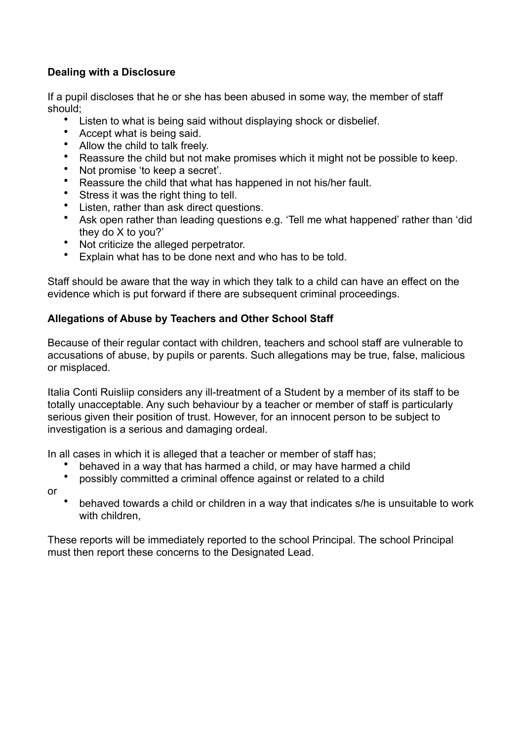**Dealing with a Disclosure**

If a pupil discloses that he or she has been abused in some way, the member of staff should;

- Listen to what is being said without displaying shock or disbelief.
- Accept what is being said.
- Allow the child to talk freely.
- Reassure the child but not make promises which it might not be possible to keep.
- Not promise 'to keep a secret'.
- Reassure the child that what has happened in not his/her fault.
- Stress it was the right thing to tell.
- Listen, rather than ask direct questions.
- Ask open rather than leading questions e.g. 'Tell me what happened' rather than 'did they do X to you?'
- Not criticize the alleged perpetrator.
- Explain what has to be done next and who has to be told.

Staff should be aware that the way in which they talk to a child can have an effect on the evidence which is put forward if there are subsequent criminal proceedings.

**Allegations of Abuse by Teachers and Other School Staff**

Because of their regular contact with children, teachers and school staff are vulnerable to accusations of abuse, by pupils or parents. Such allegations may be true, false, malicious or misplaced.

Italia Conti Ruisliip considers any ill-treatment of a Student by a member of its staff to be totally unacceptable. Any such behaviour by a teacher or member of staff is particularly serious given their position of trust. However, for an innocent person to be subject to investigation is a serious and damaging ordeal.

In all cases in which it is alleged that a teacher or member of staff has;

- behaved in a way that has harmed a child, or may have harmed a child
- possibly committed a criminal offence against or related to a child

or

- behaved towards a child or children in a way that indicates s/he is unsuitable to work with children,

These reports will be immediately reported to the school Principal. The school Principal must then report these concerns to the Designated Lead.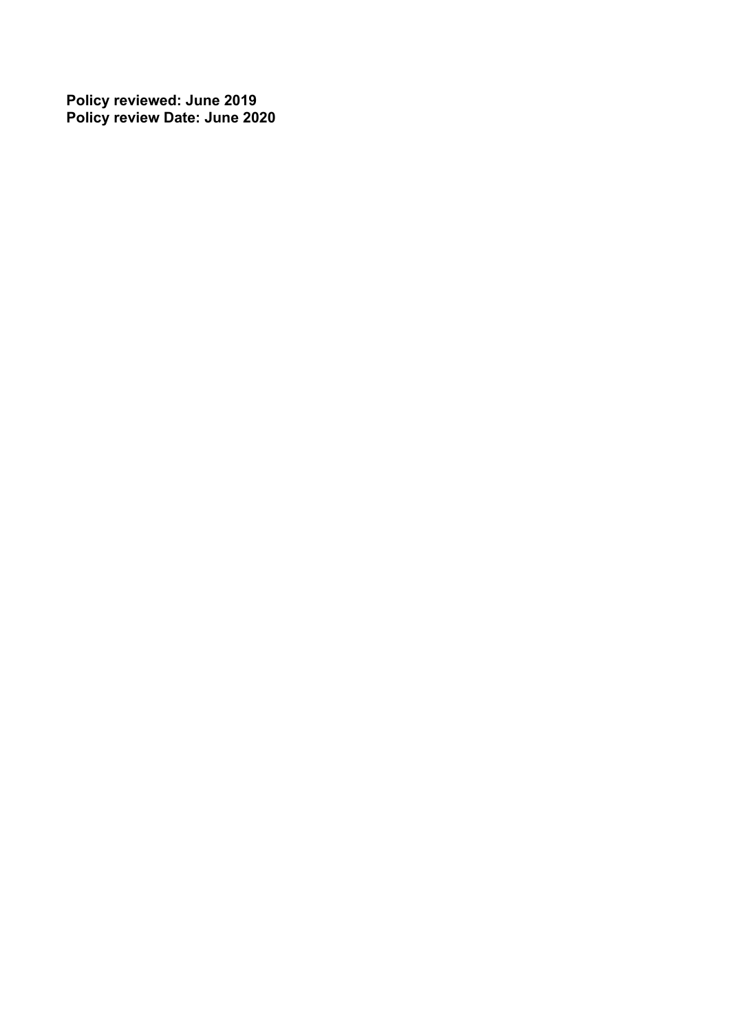**Policy reviewed: June 2019**
**Policy review Date: June 2020**